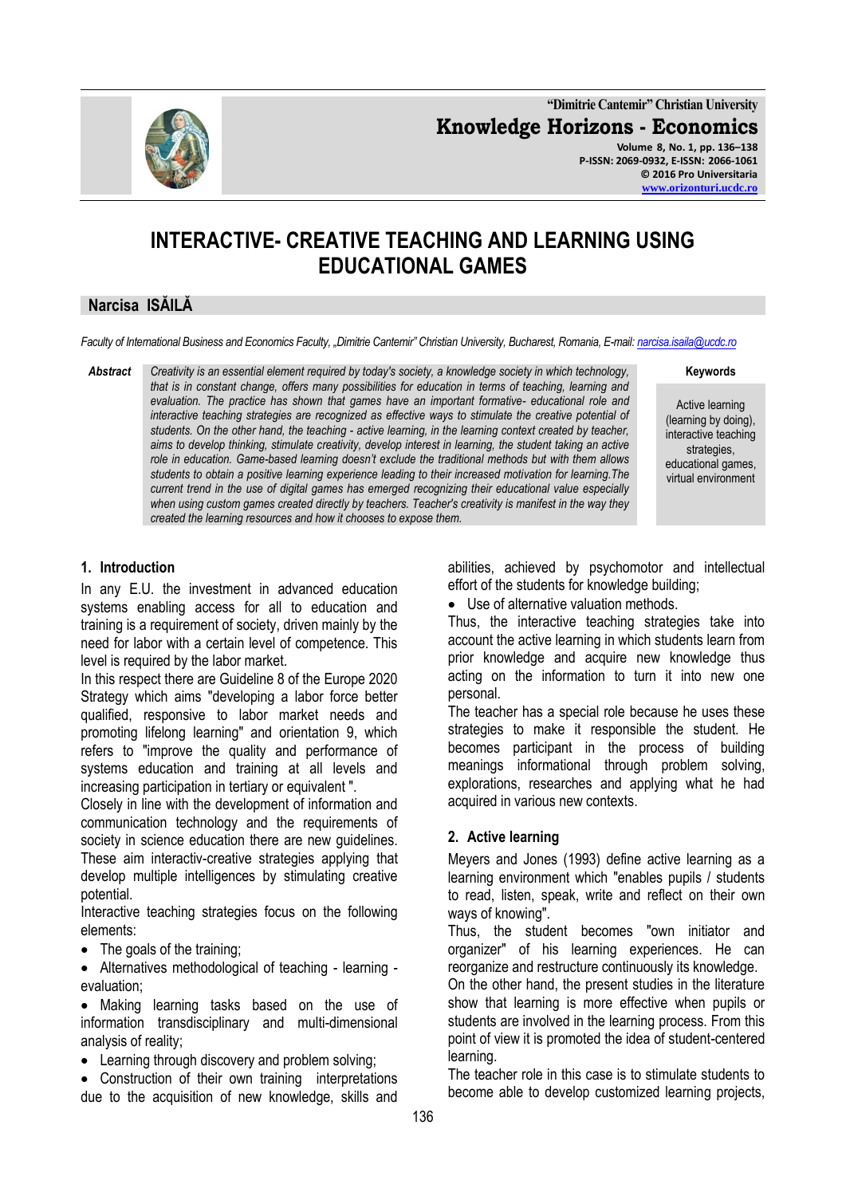# INTERACTIVE- CREATIVE TEACHING AND LEARNING USING EDUCATIONAL GAMES

**Narcisa ISĂILĂ**

*Faculty of International Business and Economics Faculty, „Dimitrie Cantemir" Christian University, Bucharest, Romania, E-mail: narcisa.isaila@ucdc.ro*

***Abstract*** *Creativity is an essential element required by today's society, a knowledge society in which technology, that is in constant change, offers many possibilities for education in terms of teaching, learning and evaluation. The practice has shown that games have an important formative- educational role and interactive teaching strategies are recognized as effective ways to stimulate the creative potential of students. On the other hand, the teaching - active learning, in the learning context created by teacher, aims to develop thinking, stimulate creativity, develop interest in learning, the student taking an active role in education. Game-based learning doesn't exclude the traditional methods but with them allows students to obtain a positive learning experience leading to their increased motivation for learning.The current trend in the use of digital games has emerged recognizing their educational value especially when using custom games created directly by teachers. Teacher's creativity is manifest in the way they created the learning resources and how it chooses to expose them.*

**Keywords**

Active learning (learning by doing), interactive teaching strategies, educational games, virtual environment

## 1. Introduction

In any E.U. the investment in advanced education systems enabling access for all to education and training is a requirement of society, driven mainly by the need for labor with a certain level of competence. This level is required by the labor market.

In this respect there are Guideline 8 of the Europe 2020 Strategy which aims "developing a labor force better qualified, responsive to labor market needs and promoting lifelong learning" and orientation 9, which refers to "improve the quality and performance of systems education and training at all levels and increasing participation in tertiary or equivalent ".

Closely in line with the development of information and communication technology and the requirements of society in science education there are new guidelines. These aim interactiv-creative strategies applying that develop multiple intelligences by stimulating creative potential.

Interactive teaching strategies focus on the following elements:

- The goals of the training;
- Alternatives methodological of teaching - learning - evaluation;
- Making learning tasks based on the use of information transdisciplinary and multi-dimensional analysis of reality;
- Learning through discovery and problem solving;
- Construction of their own training interpretations due to the acquisition of new knowledge, skills and abilities, achieved by psychomotor and intellectual effort of the students for knowledge building;
- Use of alternative valuation methods.

Thus, the interactive teaching strategies take into account the active learning in which students learn from prior knowledge and acquire new knowledge thus acting on the information to turn it into new one personal.

The teacher has a special role because he uses these strategies to make it responsible the student. He becomes participant in the process of building meanings informational through problem solving, explorations, researches and applying what he had acquired in various new contexts.

## 2. Active learning

Meyers and Jones (1993) define active learning as a learning environment which "enables pupils / students to read, listen, speak, write and reflect on their own ways of knowing".

Thus, the student becomes "own initiator and organizer" of his learning experiences. He can reorganize and restructure continuously its knowledge.

On the other hand, the present studies in the literature show that learning is more effective when pupils or students are involved in the learning process. From this point of view it is promoted the idea of student-centered learning.

The teacher role in this case is to stimulate students to become able to develop customized learning projects,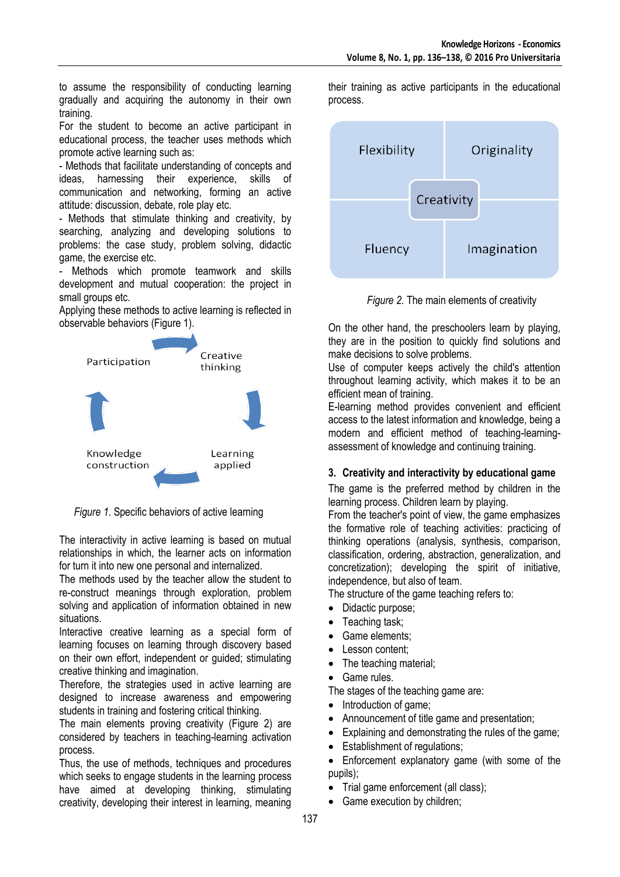to assume the responsibility of conducting learning gradually and acquiring the autonomy in their own training.

For the student to become an active participant in educational process, the teacher uses methods which promote active learning such as:

- Methods that facilitate understanding of concepts and ideas, harnessing their experience, skills of communication and networking, forming an active attitude: discussion, debate, role play etc.
- Methods that stimulate thinking and creativity, by searching, analyzing and developing solutions to problems: the case study, problem solving, didactic game, the exercise etc.
- Methods which promote teamwork and skills development and mutual cooperation: the project in small groups etc.

Applying these methods to active learning is reflected in observable behaviors (Figure 1).

Participation → Creative thinking → Learning applied → Knowledge construction → Participation

*Figure 1.* Specific behaviors of active learning

The interactivity in active learning is based on mutual relationships in which, the learner acts on information for turn it into new one personal and internalized.

The methods used by the teacher allow the student to re-construct meanings through exploration, problem solving and application of information obtained in new situations.

Interactive creative learning as a special form of learning focuses on learning through discovery based on their own effort, independent or guided; stimulating creative thinking and imagination.

Therefore, the strategies used in active learning are designed to increase awareness and empowering students in training and fostering critical thinking.

The main elements proving creativity (Figure 2) are considered by teachers in teaching-learning activation process.

Thus, the use of methods, techniques and procedures which seeks to engage students in the learning process have aimed at developing thinking, stimulating creativity, developing their interest in learning, meaning their training as active participants in the educational process.

| Flexibility | Originality |
| --- | --- |
| Fluency | Imagination |

Creativity (center)

*Figure 2.* The main elements of creativity

On the other hand, the preschoolers learn by playing, they are in the position to quickly find solutions and make decisions to solve problems.

Use of computer keeps actively the child's attention throughout learning activity, which makes it to be an efficient mean of training.

E-learning method provides convenient and efficient access to the latest information and knowledge, being a modern and efficient method of teaching-learning-assessment of knowledge and continuing training.

## 3. Creativity and interactivity by educational game

The game is the preferred method by children in the learning process. Children learn by playing.

From the teacher's point of view, the game emphasizes the formative role of teaching activities: practicing of thinking operations (analysis, synthesis, comparison, classification, ordering, abstraction, generalization, and concretization); developing the spirit of initiative, independence, but also of team.

The structure of the game teaching refers to:

- Didactic purpose;
- Teaching task;
- Game elements;
- Lesson content;
- The teaching material;
- Game rules.

The stages of the teaching game are:

- Introduction of game;
- Announcement of title game and presentation;
- Explaining and demonstrating the rules of the game;
- Establishment of regulations;
- Enforcement explanatory game (with some of the pupils);
- Trial game enforcement (all class);
- Game execution by children;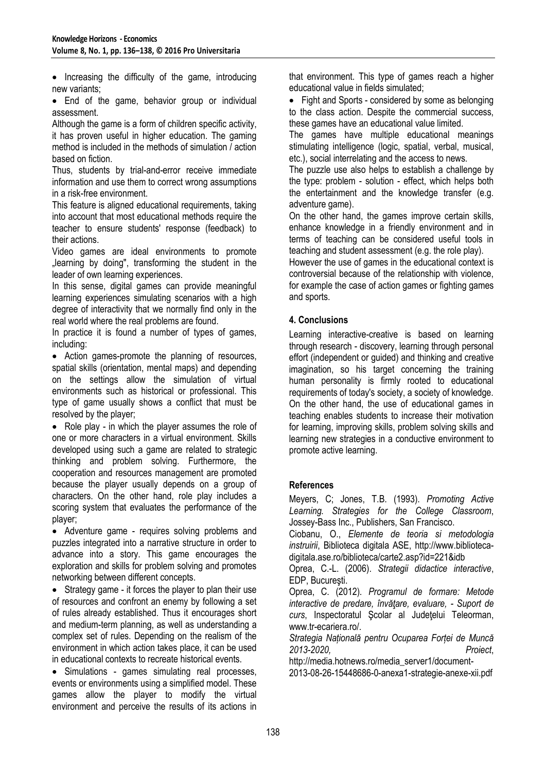- Increasing the difficulty of the game, introducing new variants;
- End of the game, behavior group or individual assessment.

Although the game is a form of children specific activity, it has proven useful in higher education. The gaming method is included in the methods of simulation / action based on fiction.

Thus, students by trial-and-error receive immediate information and use them to correct wrong assumptions in a risk-free environment.

This feature is aligned educational requirements, taking into account that most educational methods require the teacher to ensure students' response (feedback) to their actions.

Video games are ideal environments to promote „learning by doing", transforming the student in the leader of own learning experiences.

In this sense, digital games can provide meaningful learning experiences simulating scenarios with a high degree of interactivity that we normally find only in the real world where the real problems are found.

In practice it is found a number of types of games, including:

- Action games-promote the planning of resources, spatial skills (orientation, mental maps) and depending on the settings allow the simulation of virtual environments such as historical or professional. This type of game usually shows a conflict that must be resolved by the player;
- Role play - in which the player assumes the role of one or more characters in a virtual environment. Skills developed using such a game are related to strategic thinking and problem solving. Furthermore, the cooperation and resources management are promoted because the player usually depends on a group of characters. On the other hand, role play includes a scoring system that evaluates the performance of the player;
- Adventure game - requires solving problems and puzzles integrated into a narrative structure in order to advance into a story. This game encourages the exploration and skills for problem solving and promotes networking between different concepts.
- Strategy game - it forces the player to plan their use of resources and confront an enemy by following a set of rules already established. Thus it encourages short and medium-term planning, as well as understanding a complex set of rules. Depending on the realism of the environment in which action takes place, it can be used in educational contexts to recreate historical events.
- Simulations - games simulating real processes, events or environments using a simplified model. These games allow the player to modify the virtual environment and perceive the results of its actions in that environment. This type of games reach a higher educational value in fields simulated;
- Fight and Sports - considered by some as belonging to the class action. Despite the commercial success, these games have an educational value limited.

The games have multiple educational meanings stimulating intelligence (logic, spatial, verbal, musical, etc.), social interrelating and the access to news.

The puzzle use also helps to establish a challenge by the type: problem - solution - effect, which helps both the entertainment and the knowledge transfer (e.g. adventure game).

On the other hand, the games improve certain skills, enhance knowledge in a friendly environment and in terms of teaching can be considered useful tools in teaching and student assessment (e.g. the role play).

However the use of games in the educational context is controversial because of the relationship with violence, for example the case of action games or fighting games and sports.

## 4. Conclusions

Learning interactive-creative is based on learning through research - discovery, learning through personal effort (independent or guided) and thinking and creative imagination, so his target concerning the training human personality is firmly rooted to educational requirements of today's society, a society of knowledge. On the other hand, the use of educational games in teaching enables students to increase their motivation for learning, improving skills, problem solving skills and learning new strategies in a conductive environment to promote active learning.

## References

Meyers, C; Jones, T.B. (1993). *Promoting Active Learning. Strategies for the College Classroom*, Jossey-Bass Inc., Publishers, San Francisco.

Ciobanu, O., *Elemente de teoria si metodologia instruirii*, Biblioteca digitala ASE, http://www.biblioteca-digitala.ase.ro/biblioteca/carte2.asp?id=221&idb

Oprea, C.-L. (2006). *Strategii didactice interactive*, EDP, Bucureşti.

Oprea, C. (2012). *Programul de formare: Metode interactive de predare, învăţare, evaluare, - Suport de curs*, Inspectoratul Şcolar al Judeţelui Teleorman, www.tr-ecariera.ro/.

*Strategia Națională pentru Ocuparea Forței de Muncă 2013-2020, Proiect*, http://media.hotnews.ro/media_server1/document-2013-08-26-15448686-0-anexa1-strategie-anexe-xii.pdf